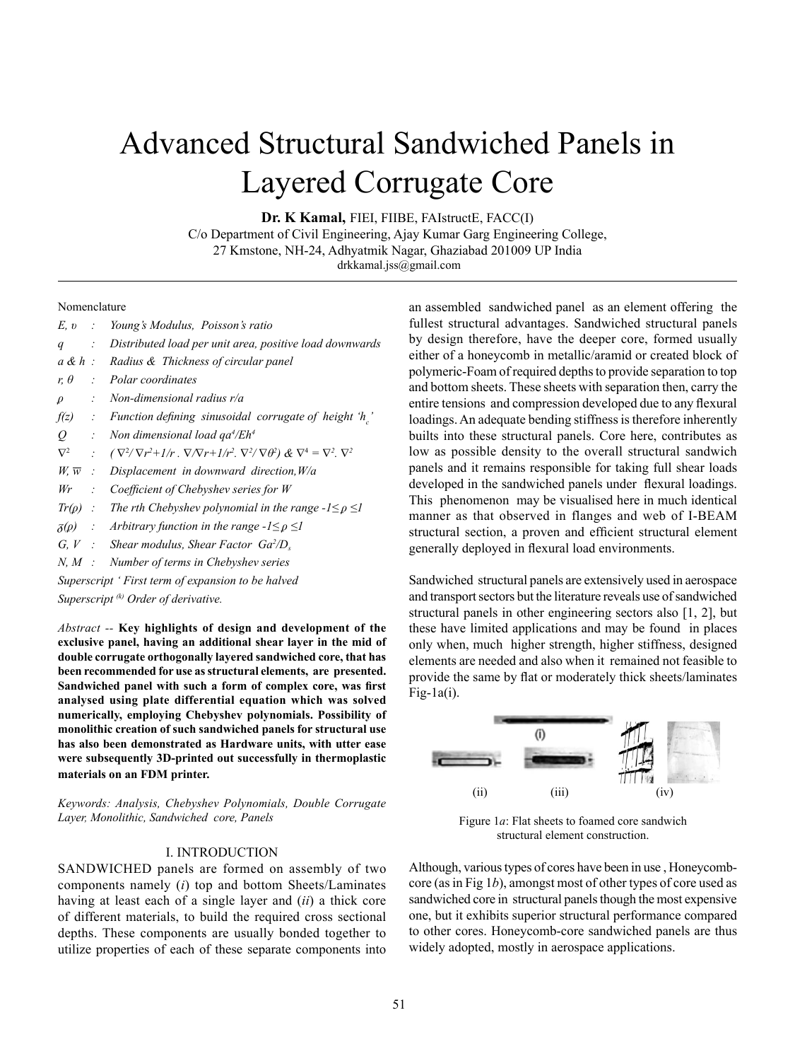# Advanced Structural Sandwiched Panels in Layered Corrugate Core

**Dr. K Kamal,** FIEI, FIIBE, FAIstructE, FACC(I)
C/o Department of Civil Engineering, Ajay Kumar Garg Engineering College,
27 Kmstone, NH-24, Adhyatmik Nagar, Ghaziabad 201009 UP India
drkkamal.jss@gmail.com

Nomenclature

*$E$, $\upsilon$ : Young's Modulus, Poisson's ratio*

*$q$ : Distributed load per unit area, positive load downwards*

*$a$ & $h$ : Radius & Thickness of circular panel*

*$r$, $\theta$ : Polar coordinates*

*$\rho$ : Non-dimensional radius r/a*

*$f(z)$ : Function defining sinusoidal corrugate of height '$h_c$'*

*$Q$ : Non dimensional load $qa^4/Eh^4$*

*$\nabla^2$ : $(\nabla^2/\nabla r^2 + 1/r \, . \, \nabla/\nabla r + 1/r^2 . \, \nabla^2/\nabla\theta^2)$ & $\nabla^4 = \nabla^2 . \, \nabla^2$*

*$W$, $\overline{w}$ : Displacement in downward direction, W/a*

*$Wr$ : Coefficient of Chebyshev series for W*

*$Tr(\rho)$ : The rth Chebyshev polynomial in the range $-1 \leq \rho \leq 1$*

*$\mathfrak{z}(\rho)$ : Arbitrary function in the range $-1 \leq \rho \leq 1$*

*$G$, $V$ : Shear modulus, Shear Factor $Ga^2/D_s$*

*$N$, $M$ : Number of terms in Chebyshev series*

*Superscript ' First term of expansion to be halved*

*Superscript $^{(k)}$ Order of derivative.*

*Abstract --* **Key highlights of design and development of the exclusive panel, having an additional shear layer in the mid of double corrugate orthogonally layered sandwiched core, that has been recommended for use as structural elements, are presented. Sandwiched panel with such a form of complex core, was first analysed using plate differential equation which was solved numerically, employing Chebyshev polynomials. Possibility of monolithic creation of such sandwiched panels for structural use has also been demonstrated as Hardware units, with utter ease were subsequently 3D-printed out successfully in thermoplastic materials on an FDM printer.**

*Keywords: Analysis, Chebyshev Polynomials, Double Corrugate Layer, Monolithic, Sandwiched core, Panels*

## I. INTRODUCTION

SANDWICHED panels are formed on assembly of two components namely (*i*) top and bottom Sheets/Laminates having at least each of a single layer and (*ii*) a thick core of different materials, to build the required cross sectional depths. These components are usually bonded together to utilize properties of each of these separate components into an assembled sandwiched panel as an element offering the fullest structural advantages. Sandwiched structural panels by design therefore, have the deeper core, formed usually either of a honeycomb in metallic/aramid or created block of polymeric-Foam of required depths to provide separation to top and bottom sheets. These sheets with separation then, carry the entire tensions and compression developed due to any flexural loadings. An adequate bending stiffness is therefore inherently builts into these structural panels. Core here, contributes as low as possible density to the overall structural sandwich panels and it remains responsible for taking full shear loads developed in the sandwiched panels under flexural loadings. This phenomenon may be visualised here in much identical manner as that observed in flanges and web of I-BEAM structural section, a proven and efficient structural element generally deployed in flexural load environments.

Sandwiched structural panels are extensively used in aerospace and transport sectors but the literature reveals use of sandwiched structural panels in other engineering sectors also [1, 2], but these have limited applications and may be found in places only when, much higher strength, higher stiffness, designed elements are needed and also when it remained not feasible to provide the same by flat or moderately thick sheets/laminates Fig-1a(i).

(i)

(ii) (iii) (iv)

Figure 1*a*: Flat sheets to foamed core sandwich structural element construction.

Although, various types of cores have been in use , Honeycomb-core (as in Fig 1*b*), amongst most of other types of core used as sandwiched core in structural panels though the most expensive one, but it exhibits superior structural performance compared to other cores. Honeycomb-core sandwiched panels are thus widely adopted, mostly in aerospace applications.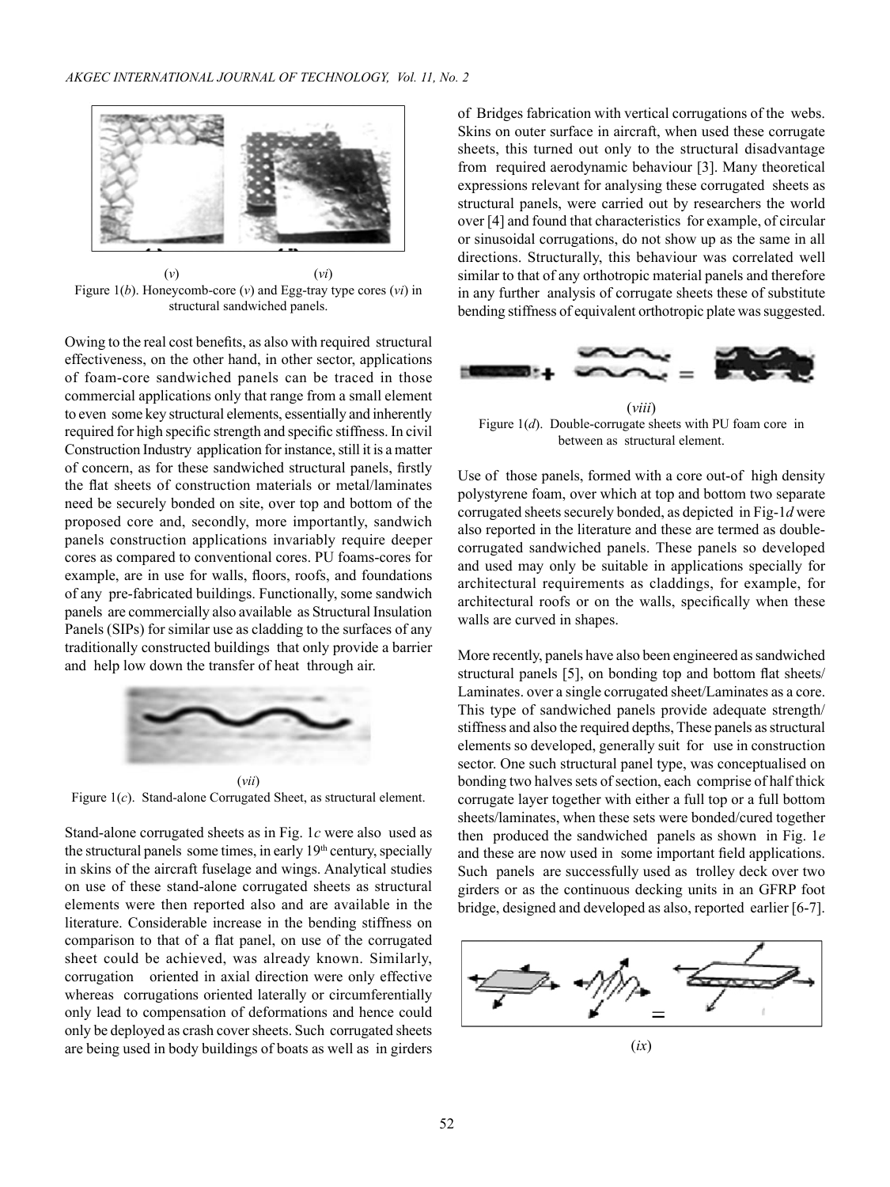(*v*) (*vi*)

Figure 1(*b*). Honeycomb-core (*v*) and Egg-tray type cores (*vi*) in structural sandwiched panels.

Owing to the real cost benefits, as also with required structural effectiveness, on the other hand, in other sector, applications of foam-core sandwiched panels can be traced in those commercial applications only that range from a small element to even some key structural elements, essentially and inherently required for high specific strength and specific stiffness. In civil Construction Industry application for instance, still it is a matter of concern, as for these sandwiched structural panels, firstly the flat sheets of construction materials or metal/laminates need be securely bonded on site, over top and bottom of the proposed core and, secondly, more importantly, sandwich panels construction applications invariably require deeper cores as compared to conventional cores. PU foams-cores for example, are in use for walls, floors, roofs, and foundations of any pre-fabricated buildings. Functionally, some sandwich panels are commercially also available as Structural Insulation Panels (SIPs) for similar use as cladding to the surfaces of any traditionally constructed buildings that only provide a barrier and help low down the transfer of heat through air.

(*vii*)

Figure 1(*c*). Stand-alone Corrugated Sheet, as structural element.

Stand-alone corrugated sheets as in Fig. 1*c* were also used as the structural panels some times, in early 19th century, specially in skins of the aircraft fuselage and wings. Analytical studies on use of these stand-alone corrugated sheets as structural elements were then reported also and are available in the literature. Considerable increase in the bending stiffness on comparison to that of a flat panel, on use of the corrugated sheet could be achieved, was already known. Similarly, corrugation oriented in axial direction were only effective whereas corrugations oriented laterally or circumferentially only lead to compensation of deformations and hence could only be deployed as crash cover sheets. Such corrugated sheets are being used in body buildings of boats as well as in girders of Bridges fabrication with vertical corrugations of the webs. Skins on outer surface in aircraft, when used these corrugate sheets, this turned out only to the structural disadvantage from required aerodynamic behaviour [3]. Many theoretical expressions relevant for analysing these corrugated sheets as structural panels, were carried out by researchers the world over [4] and found that characteristics for example, of circular or sinusoidal corrugations, do not show up as the same in all directions. Structurally, this behaviour was correlated well similar to that of any orthotropic material panels and therefore in any further analysis of corrugate sheets these of substitute bending stiffness of equivalent orthotropic plate was suggested.

(*viii*)

Figure 1(*d*). Double-corrugate sheets with PU foam core in between as structural element.

Use of those panels, formed with a core out-of high density polystyrene foam, over which at top and bottom two separate corrugated sheets securely bonded, as depicted in Fig-1*d* were also reported in the literature and these are termed as double-corrugated sandwiched panels. These panels so developed and used may only be suitable in applications specially for architectural requirements as claddings, for example, for architectural roofs or on the walls, specifically when these walls are curved in shapes.

More recently, panels have also been engineered as sandwiched structural panels [5], on bonding top and bottom flat sheets/ Laminates. over a single corrugated sheet/Laminates as a core. This type of sandwiched panels provide adequate strength/ stiffness and also the required depths, These panels as structural elements so developed, generally suit for use in construction sector. One such structural panel type, was conceptualised on bonding two halves sets of section, each comprise of half thick corrugate layer together with either a full top or a full bottom sheets/laminates, when these sets were bonded/cured together then produced the sandwiched panels as shown in Fig. 1*e* and these are now used in some important field applications. Such panels are successfully used as trolley deck over two girders or as the continuous decking units in an GFRP foot bridge, designed and developed as also, reported earlier [6-7].

(*ix*)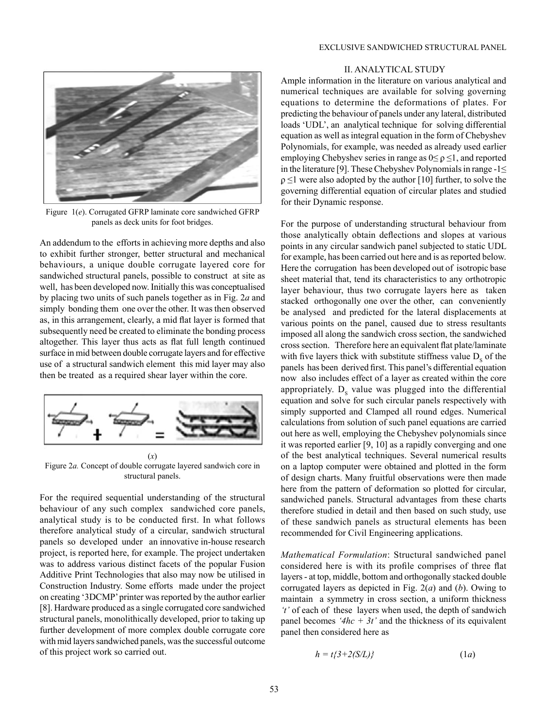Figure 1(*e*). Corrugated GFRP laminate core sandwiched GFRP panels as deck units for foot bridges.

An addendum to the efforts in achieving more depths and also to exhibit further stronger, better structural and mechanical behaviours, a unique double corrugate layered core for sandwiched structural panels, possible to construct at site as well, has been developed now. Initially this was conceptualised by placing two units of such panels together as in Fig. 2*a* and simply bonding them one over the other. It was then observed as, in this arrangement, clearly, a mid flat layer is formed that subsequently need be created to eliminate the bonding process altogether. This layer thus acts as flat full length continued surface in mid between double corrugate layers and for effective use of a structural sandwich element this mid layer may also then be treated as a required shear layer within the core.

(*x*)

Figure 2*a.* Concept of double corrugate layered sandwich core in structural panels.

For the required sequential understanding of the structural behaviour of any such complex sandwiched core panels, analytical study is to be conducted first. In what follows therefore analytical study of a circular, sandwich structural panels so developed under an innovative in-house research project, is reported here, for example. The project undertaken was to address various distinct facets of the popular Fusion Additive Print Technologies that also may now be utilised in Construction Industry. Some efforts made under the project on creating '3DCMP' printer was reported by the author earlier [8]. Hardware produced as a single corrugated core sandwiched structural panels, monolithically developed, prior to taking up further development of more complex double corrugate core with mid layers sandwiched panels, was the successful outcome of this project work so carried out.

## II. ANALYTICAL STUDY

Ample information in the literature on various analytical and numerical techniques are available for solving governing equations to determine the deformations of plates. For predicting the behaviour of panels under any lateral, distributed loads 'UDL', an analytical technique for solving differential equation as well as integral equation in the form of Chebyshev Polynomials, for example, was needed as already used earlier employing Chebyshev series in range as $0 \leq \rho \leq 1$, and reported in the literature [9]. These Chebyshev Polynomials in range $-1 \leq \rho \leq 1$ were also adopted by the author [10] further, to solve the governing differential equation of circular plates and studied for their Dynamic response.

For the purpose of understanding structural behaviour from those analytically obtain deflections and slopes at various points in any circular sandwich panel subjected to static UDL for example, has been carried out here and is as reported below. Here the corrugation has been developed out of isotropic base sheet material that, tend its characteristics to any orthotropic layer behaviour, thus two corrugate layers here as taken stacked orthogonally one over the other, can conveniently be analysed and predicted for the lateral displacements at various points on the panel, caused due to stress resultants imposed all along the sandwich cross section, the sandwiched cross section. Therefore here an equivalent flat plate/laminate with five layers thick with substitute stiffness value $D_s$ of the panels has been derived first. This panel's differential equation now also includes effect of a layer as created within the core appropriately. $D_s$ value was plugged into the differential equation and solve for such circular panels respectively with simply supported and Clamped all round edges. Numerical calculations from solution of such panel equations are carried out here as well, employing the Chebyshev polynomials since it was reported earlier [9, 10] as a rapidly converging and one of the best analytical techniques. Several numerical results on a laptop computer were obtained and plotted in the form of design charts. Many fruitful observations were then made here from the pattern of deformation so plotted for circular, sandwiched panels. Structural advantages from these charts therefore studied in detail and then based on such study, use of these sandwich panels as structural elements has been recommended for Civil Engineering applications.

*Mathematical Formulation*: Structural sandwiched panel considered here is with its profile comprises of three flat layers - at top, middle, bottom and orthogonally stacked double corrugated layers as depicted in Fig. 2(*a*) and (*b*). Owing to maintain a symmetry in cross section, a uniform thickness *'t'* of each of these layers when used, the depth of sandwich panel becomes *'4hc + 3t'* and the thickness of its equivalent panel then considered here as

$$h = t\{3+2(S/L)\} \qquad (1a)$$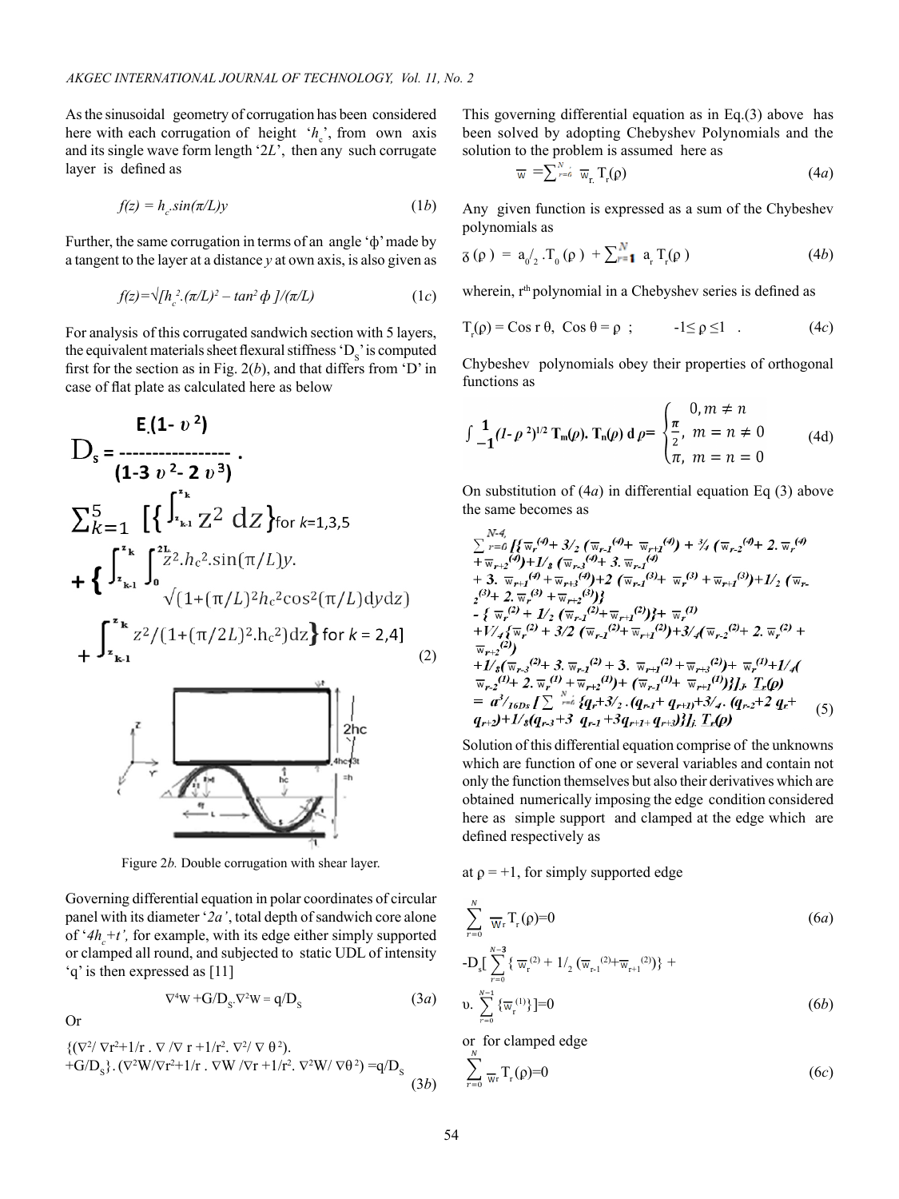As the sinusoidal geometry of corrugation has been considered here with each corrugation of height '$h_c$', from own axis and its single wave form length '$2L$', then any such corrugate layer is defined as

$$f(z) = h_c.sin(\pi/L)y \tag{1b}$$

Further, the same corrugation in terms of an angle 'ф' made by a tangent to the layer at a distance $y$ at own axis, is also given as

$$f(z)=\sqrt{[h_c^{\,2}.(\pi/L)^2 - tan^2 \phi\,]}/(\pi/L) \tag{1c}$$

For analysis of this corrugated sandwich section with 5 layers, the equivalent materials sheet flexural stiffness '$D_S$' is computed first for the section as in Fig. 2(*b*), and that differs from 'D' in case of flat plate as calculated here as below

$$D_s = \frac{E.(1-\upsilon^2)}{(1-3\upsilon^2-2\upsilon^3)} \cdot \sum_{k=1}^{5} \Big[\Big\{\int_{z_{k-1}}^{z_k} z^2\,dz\Big\}_{\text{for } k=1,3,5} + \Big\{\int_{z_{k-1}}^{z_k}\int_0^{2L} z^2.h_c^2.\sin(\pi/L)y.\sqrt{(1+(\pi/L)^2h_c^2\cos^2(\pi/L)dydz)} + \int_{z_{k-1}}^{z_k} z^2/(1+(\pi/2L)^2.h_c^2)dz\Big\}_{\text{for } k=2,4}\Big] \tag{2}$$

Figure 2*b.* Double corrugation with shear layer.

Governing differential equation in polar coordinates of circular panel with its diameter '$2a$', total depth of sandwich core alone of '$4h_c+t$', for example, with its edge either simply supported or clamped all round, and subjected to static UDL of intensity '$q$' is then expressed as [11]

$$\nabla^4 W + G/D_S.\nabla^2 W = q/D_S \tag{3a}$$

Or

$$\{(\nabla^2/\nabla r^2+1/r\,.\,\nabla/\nabla r+1/r^2.\,\nabla^2/\nabla\theta^2).+G/D_S\}.(\nabla^2 W/\nabla r^2+1/r\,.\,\nabla W/\nabla r+1/r^2.\,\nabla^2 W/\nabla\theta^2)=q/D_S \tag{3b}$$

This governing differential equation as in Eq.(3) above has been solved by adopting Chebyshev Polynomials and the solution to the problem is assumed here as

$$\overline{w} = \sum_{r=0}^{N} \overline{w}_r.\,T_r(\rho) \tag{4a}$$

Any given function is expressed as a sum of the Chybeshev polynomials as

$$\mathfrak{z}(\rho) = a_0/_2\,.T_0(\rho) + \sum_{r=1}^{N} a_r\,T_r(\rho) \tag{4b}$$

wherein, $r^{th}$ polynomial in a Chebyshev series is defined as

$$T_r(\rho) = \cos r\,\theta,\ \cos\theta = \rho\ ; \qquad -1 \le \rho \le 1\ . \tag{4c}$$

Chybeshev polynomials obey their properties of orthogonal functions as

$$\int_{-1}^{1} (1-\rho^2)^{1/2}\,T_m(\rho).\,T_n(\rho)\,d\rho = \begin{cases} 0, & m \ne n \\ \frac{\pi}{2}, & m = n \ne 0 \\ \pi, & m = n = 0 \end{cases} \tag{4d}$$

On substitution of (4*a*) in differential equation Eq (3) above the same becomes as

$$\sum_{r=0}^{N-4} \big[\{\overline{w}_r^{(4)} + 3/_2\,(\overline{w}_{r-1}^{(4)} + \overline{w}_{r+1}^{(4)}) + 3/_4\,(\overline{w}_{r-2}^{(4)} + 2.\,\overline{w}_r^{(4)} + \overline{w}_{r+2}^{(4)}) + 1/_8\,(\overline{w}_{r-3}^{(4)} + 3.\,\overline{w}_{r-1}^{(4)} + 3.\,\overline{w}_{r+1}^{(4)} + \overline{w}_{r+3}^{(4)}) + 2\,(\overline{w}_{r-1}^{(3)} + \overline{w}_r^{(3)} + \overline{w}_{r+1}^{(3)}) + 1/_2\,(\overline{w}_{r-2}^{(3)} + 2.\,\overline{w}_r^{(3)} + \overline{w}_{r+2}^{(3)})\}$$
$$-\{\overline{w}_r^{(2)} + 1/_2\,(\overline{w}_{r-1}^{(2)} + \overline{w}_{r+1}^{(2)})\} + \overline{w}_r^{(1)} + V/_4\,\{\overline{w}_r^{(2)} + 3/2\,(\overline{w}_{r-1}^{(2)} + \overline{w}_{r+1}^{(2)}) + 3/_4(\overline{w}_{r-2}^{(2)} + 2.\,\overline{w}_r^{(2)} + \overline{w}_{r+2}^{(2)})$$
$$+1/_8(\overline{w}_{r-3}^{(2)} + 3.\,\overline{w}_{r-1}^{(2)} + 3.\,\overline{w}_{r+1}^{(2)} + \overline{w}_{r+3}^{(2)}) + \overline{w}_r^{(1)} + 1/_4(\overline{w}_{r-2}^{(1)} + 2.\,\overline{w}_r^{(1)} + \overline{w}_{r+2}^{(1)}) + (\overline{w}_{r-1}^{(1)} + \overline{w}_{r+1}^{(1)})\}\big]_{i.}\,T_r(\rho)$$
$$= a^3/_{16Ds}\,\Big[\sum_{r=0}^{N} \{q_r + 3/_2\,.(q_{r-1} + q_{r+1}) + 3/_4\,.(q_{r-2} + 2\,q_r + q_{r+2}) + 1/_8(q_{r-3} + 3\,q_{r-1} + 3q_{r+1} + q_{r+3})\}\Big]_{i.}\,T_r(\rho) \tag{5}$$

Solution of this differential equation comprise of the unknowns which are function of one or several variables and contain not only the function themselves but also their derivatives which are obtained numerically imposing the edge condition considered here as simple support and clamped at the edge which are defined respectively as

at $\rho = +1$, for simply supported edge

$$\sum_{r=0}^{N} \overline{w}_r\,T_r(\rho)=0 \tag{6a}$$

$$-D_s\Big[\sum_{r=0}^{N-3}\{\overline{w}_r^{(2)} + 1/_2\,(\overline{w}_{r-1}^{(2)} + \overline{w}_{r+1}^{(2)})\} + \upsilon.\sum_{r=0}^{N-1}\{\overline{w}_r^{(1)}\}\Big]=0 \tag{6b}$$

or for clamped edge

$$\sum_{r=0}^{N} \overline{w}_r\,T_r(\rho)=0 \tag{6c}$$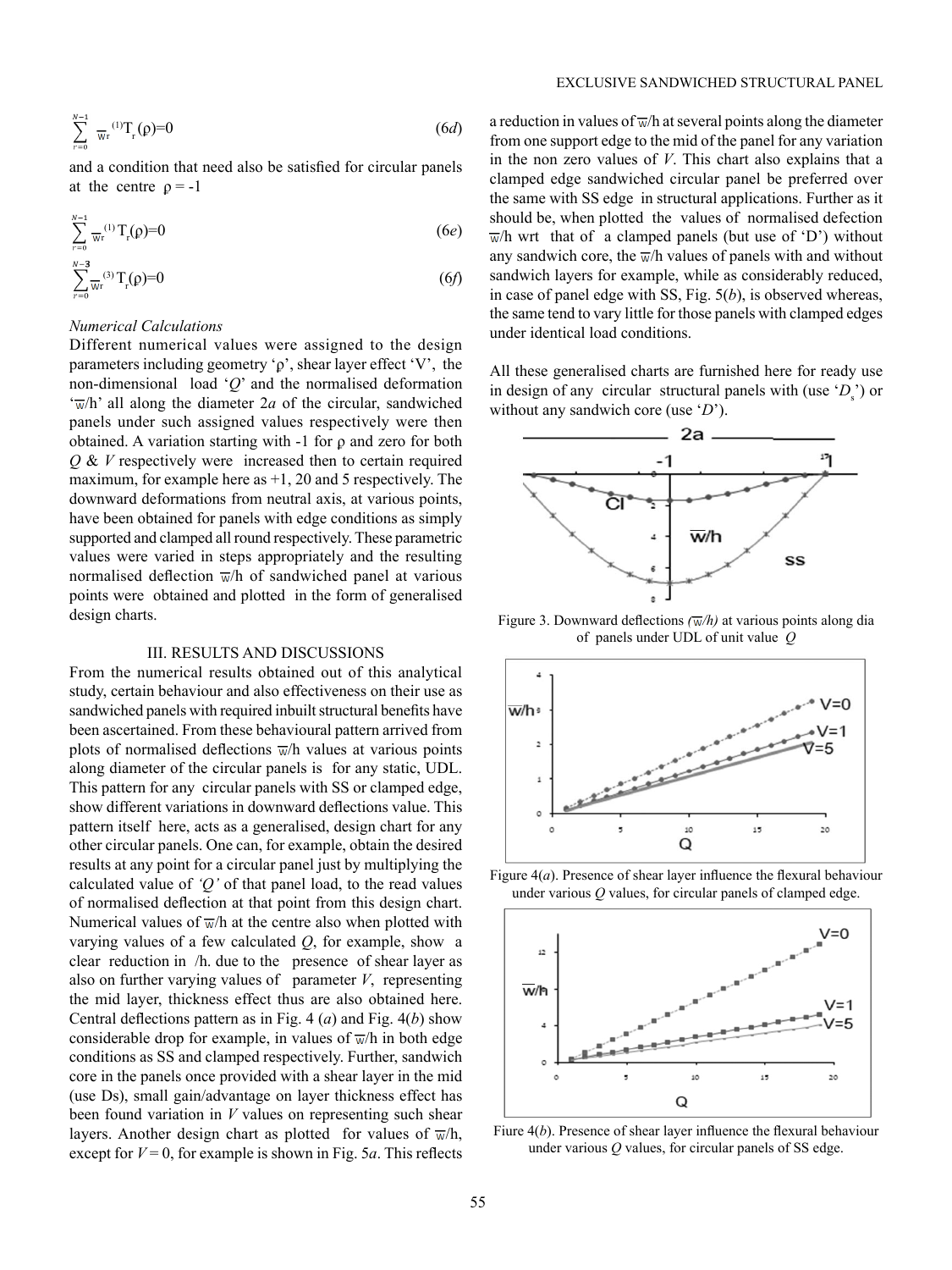$$\sum_{r=0}^{N-1} \overline{w}_r^{(1)} T_r(\rho)=0 \tag{6d}$$

and a condition that need also be satisfied for circular panels at the centre $\rho = -1$

$$\sum_{r=0}^{N-1} \overline{w}_r^{(1)} T_r(\rho)=0 \tag{6e}$$

$$\sum_{r=0}^{N-3} \overline{w}_r^{(3)} T_r(\rho)=0 \tag{6f}$$

*Numerical Calculations*

Different numerical values were assigned to the design parameters including geometry '$\rho$', shear layer effect '$V$', the non-dimensional load '$Q$' and the normalised deformation '$\overline{w}$/h' all along the diameter 2*a* of the circular, sandwiched panels under such assigned values respectively were then obtained. A variation starting with -1 for $\rho$ and zero for both $Q$ & $V$ respectively were increased then to certain required maximum, for example here as +1, 20 and 5 respectively. The downward deformations from neutral axis, at various points, have been obtained for panels with edge conditions as simply supported and clamped all round respectively. These parametric values were varied in steps appropriately and the resulting normalised deflection $\overline{w}$/h of sandwiched panel at various points were obtained and plotted in the form of generalised design charts.

## III. RESULTS AND DISCUSSIONS

From the numerical results obtained out of this analytical study, certain behaviour and also effectiveness on their use as sandwiched panels with required inbuilt structural benefits have been ascertained. From these behavioural pattern arrived from plots of normalised deflections $\overline{w}$/h values at various points along diameter of the circular panels is for any static, UDL. This pattern for any circular panels with SS or clamped edge, show different variations in downward deflections value. This pattern itself here, acts as a generalised, design chart for any other circular panels. One can, for example, obtain the desired results at any point for a circular panel just by multiplying the calculated value of *'Q'* of that panel load, to the read values of normalised deflection at that point from this design chart. Numerical values of $\overline{w}$/h at the centre also when plotted with varying values of a few calculated $Q$, for example, show a clear reduction in /h. due to the presence of shear layer as also on further varying values of parameter $V$, representing the mid layer, thickness effect thus are also obtained here. Central deflections pattern as in Fig. 4 (*a*) and Fig. 4(*b*) show considerable drop for example, in values of $\overline{w}$/h in both edge conditions as SS and clamped respectively. Further, sandwich core in the panels once provided with a shear layer in the mid (use Ds), small gain/advantage on layer thickness effect has been found variation in $V$ values on representing such shear layers. Another design chart as plotted for values of $\overline{w}$/h, except for $V = 0$, for example is shown in Fig. 5*a*. This reflects a reduction in values of $\overline{w}$/h at several points along the diameter from one support edge to the mid of the panel for any variation in the non zero values of $V$. This chart also explains that a clamped edge sandwiched circular panel be preferred over the same with SS edge in structural applications. Further as it should be, when plotted the values of normalised defection $\overline{w}$/h wrt that of a clamped panels (but use of 'D') without any sandwich core, the $\overline{w}$/h values of panels with and without sandwich layers for example, while as considerably reduced, in case of panel edge with SS, Fig. 5(*b*), is observed whereas, the same tend to vary little for those panels with clamped edges under identical load conditions.

All these generalised charts are furnished here for ready use in design of any circular structural panels with (use '$D_s$') or without any sandwich core (use '$D$').

Figure 3. Downward deflections ($\overline{w}$/h) at various points along dia of panels under UDL of unit value $Q$

Figure 4(*a*). Presence of shear layer influence the flexural behaviour under various $Q$ values, for circular panels of clamped edge.

Fiure 4(*b*). Presence of shear layer influence the flexural behaviour under various $Q$ values, for circular panels of SS edge.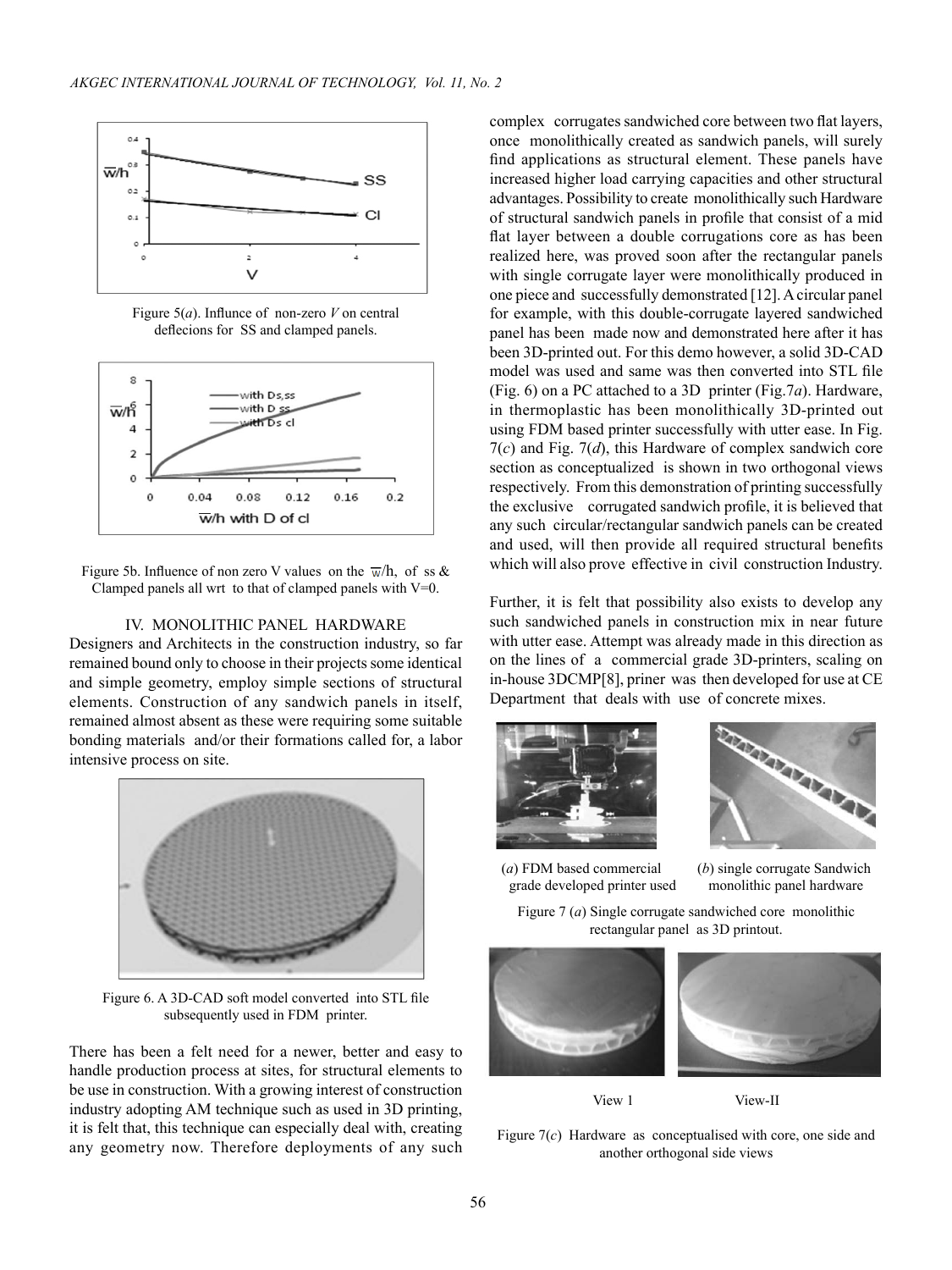Figure 5(*a*). Influnce of non-zero *V* on central deflecions for SS and clamped panels.

Figure 5b. Influence of non zero V values on the $\overline{w}/h$, of ss & Clamped panels all wrt to that of clamped panels with V=0.

## IV. MONOLITHIC PANEL HARDWARE

Designers and Architects in the construction industry, so far remained bound only to choose in their projects some identical and simple geometry, employ simple sections of structural elements. Construction of any sandwich panels in itself, remained almost absent as these were requiring some suitable bonding materials and/or their formations called for, a labor intensive process on site.

Figure 6. A 3D-CAD soft model converted into STL file subsequently used in FDM printer.

There has been a felt need for a newer, better and easy to handle production process at sites, for structural elements to be use in construction. With a growing interest of construction industry adopting AM technique such as used in 3D printing, it is felt that, this technique can especially deal with, creating any geometry now. Therefore deployments of any such complex corrugates sandwiched core between two flat layers, once monolithically created as sandwich panels, will surely find applications as structural element. These panels have increased higher load carrying capacities and other structural advantages. Possibility to create monolithically such Hardware of structural sandwich panels in profile that consist of a mid flat layer between a double corrugations core as has been realized here, was proved soon after the rectangular panels with single corrugate layer were monolithically produced in one piece and successfully demonstrated [12]. A circular panel for example, with this double-corrugate layered sandwiched panel has been made now and demonstrated here after it has been 3D-printed out. For this demo however, a solid 3D-CAD model was used and same was then converted into STL file (Fig. 6) on a PC attached to a 3D printer (Fig.7*a*). Hardware, in thermoplastic has been monolithically 3D-printed out using FDM based printer successfully with utter ease. In Fig. 7(*c*) and Fig. 7(*d*), this Hardware of complex sandwich core section as conceptualized is shown in two orthogonal views respectively. From this demonstration of printing successfully the exclusive corrugated sandwich profile, it is believed that any such circular/rectangular sandwich panels can be created and used, will then provide all required structural benefits which will also prove effective in civil construction Industry.

Further, it is felt that possibility also exists to develop any such sandwiched panels in construction mix in near future with utter ease. Attempt was already made in this direction as on the lines of a commercial grade 3D-printers, scaling on in-house 3DCMP[8], priner was then developed for use at CE Department that deals with use of concrete mixes.

(*a*) FDM based commercial grade developed printer used

(*b*) single corrugate Sandwich monolithic panel hardware

Figure 7 (*a*) Single corrugate sandwiched core monolithic rectangular panel as 3D printout.

View 1 View-II

Figure 7(*c*) Hardware as conceptualised with core, one side and another orthogonal side views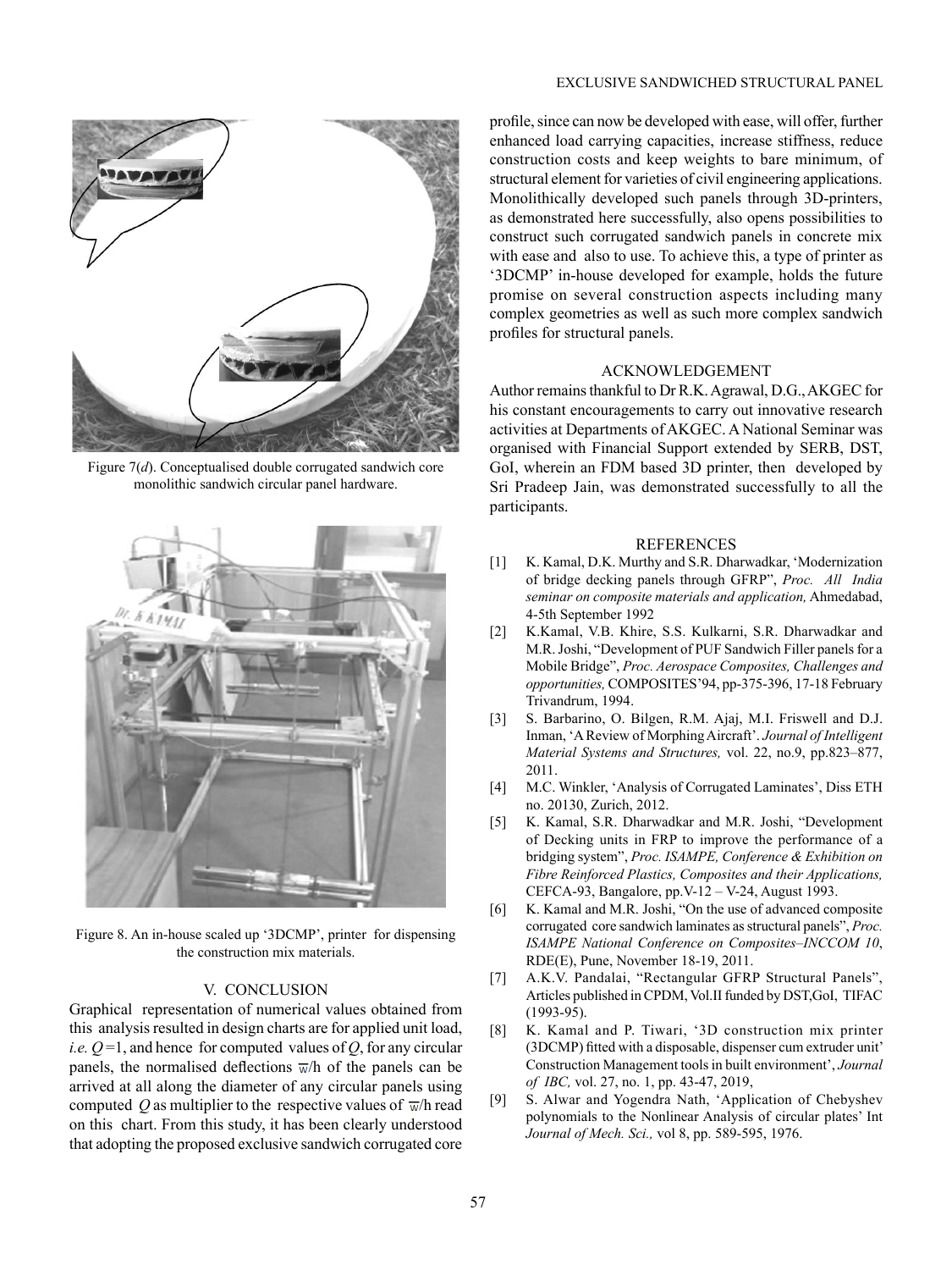Figure 7(*d*). Conceptualised double corrugated sandwich core monolithic sandwich circular panel hardware.

Figure 8. An in-house scaled up '3DCMP', printer for dispensing the construction mix materials.

## V. CONCLUSION

Graphical representation of numerical values obtained from this analysis resulted in design charts are for applied unit load, *i.e.* $Q = 1$, and hence for computed values of $Q$, for any circular panels, the normalised deflections $\overline{w}/h$ of the panels can be arrived at all along the diameter of any circular panels using computed $Q$ as multiplier to the respective values of $\overline{w}/h$ read on this chart. From this study, it has been clearly understood that adopting the proposed exclusive sandwich corrugated core profile, since can now be developed with ease, will offer, further enhanced load carrying capacities, increase stiffness, reduce construction costs and keep weights to bare minimum, of structural element for varieties of civil engineering applications. Monolithically developed such panels through 3D-printers, as demonstrated here successfully, also opens possibilities to construct such corrugated sandwich panels in concrete mix with ease and also to use. To achieve this, a type of printer as '3DCMP' in-house developed for example, holds the future promise on several construction aspects including many complex geometries as well as such more complex sandwich profiles for structural panels.

## ACKNOWLEDGEMENT

Author remains thankful to Dr R.K. Agrawal, D.G., AKGEC for his constant encouragements to carry out innovative research activities at Departments of AKGEC. A National Seminar was organised with Financial Support extended by SERB, DST, GoI, wherein an FDM based 3D printer, then developed by Sri Pradeep Jain, was demonstrated successfully to all the participants.

## REFERENCES

[1] K. Kamal, D.K. Murthy and S.R. Dharwadkar, 'Modernization of bridge decking panels through GFRP", *Proc. All India seminar on composite materials and application,* Ahmedabad, 4-5th September 1992

[2] K.Kamal, V.B. Khire, S.S. Kulkarni, S.R. Dharwadkar and M.R. Joshi, "Development of PUF Sandwich Filler panels for a Mobile Bridge", *Proc. Aerospace Composites, Challenges and opportunities,* COMPOSITES'94, pp-375-396, 17-18 February Trivandrum, 1994.

[3] S. Barbarino, O. Bilgen, R.M. Ajaj, M.I. Friswell and D.J. Inman, 'A Review of Morphing Aircraft'. *Journal of Intelligent Material Systems and Structures,* vol. 22, no.9, pp.823–877, 2011.

[4] M.C. Winkler, 'Analysis of Corrugated Laminates', Diss ETH no. 20130, Zurich, 2012.

[5] K. Kamal, S.R. Dharwadkar and M.R. Joshi, "Development of Decking units in FRP to improve the performance of a bridging system", *Proc. ISAMPE, Conference & Exhibition on Fibre Reinforced Plastics, Composites and their Applications,* CEFCA-93, Bangalore, pp.V-12 – V-24, August 1993.

[6] K. Kamal and M.R. Joshi, "On the use of advanced composite corrugated core sandwich laminates as structural panels", *Proc. ISAMPE National Conference on Composites–INCCOM 10*, RDE(E), Pune, November 18-19, 2011.

[7] A.K.V. Pandalai, "Rectangular GFRP Structural Panels", Articles published in CPDM, Vol.II funded by DST,GoI, TIFAC (1993-95).

[8] K. Kamal and P. Tiwari, '3D construction mix printer (3DCMP) fitted with a disposable, dispenser cum extruder unit' Construction Management tools in built environment', *Journal of IBC,* vol. 27, no. 1, pp. 43-47, 2019,

[9] S. Alwar and Yogendra Nath, 'Application of Chebyshev polynomials to the Nonlinear Analysis of circular plates' Int *Journal of Mech. Sci.,* vol 8, pp. 589-595, 1976.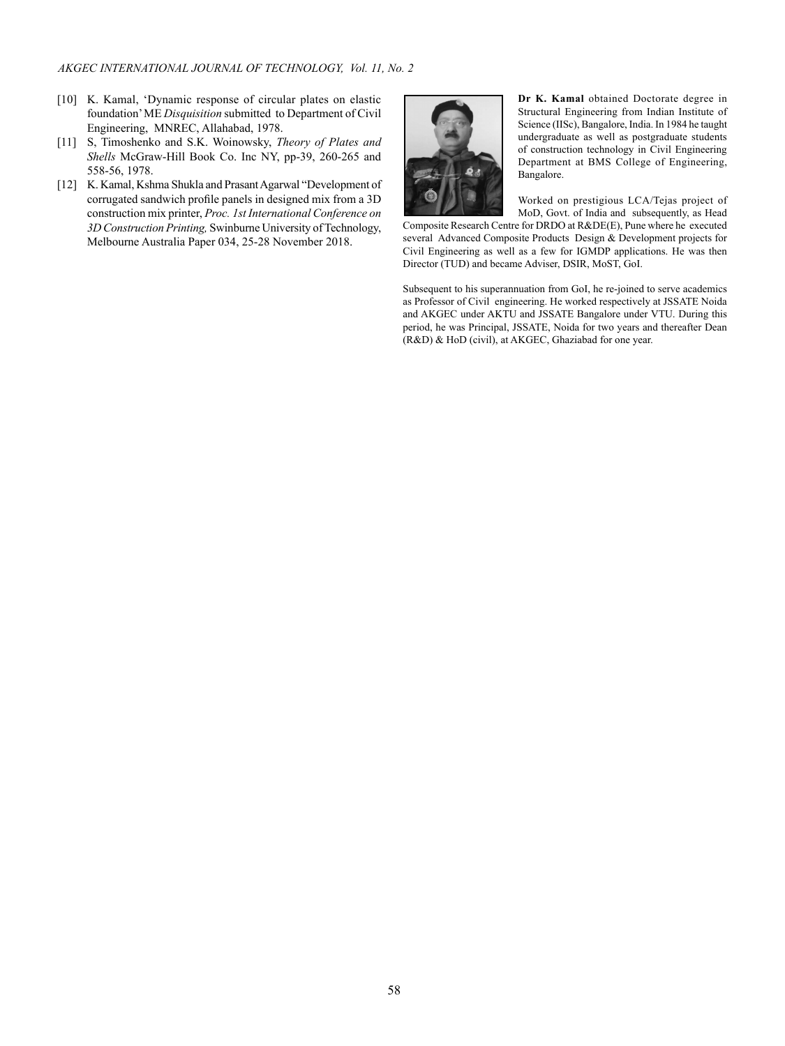[10] K. Kamal, 'Dynamic response of circular plates on elastic foundation' ME *Disquisition* submitted to Department of Civil Engineering, MNREC, Allahabad, 1978.

[11] S, Timoshenko and S.K. Woinowsky, *Theory of Plates and Shells* McGraw-Hill Book Co. Inc NY, pp-39, 260-265 and 558-56, 1978.

[12] K. Kamal, Kshma Shukla and Prasant Agarwal "Development of corrugated sandwich profile panels in designed mix from a 3D construction mix printer, *Proc. 1st International Conference on 3D Construction Printing,* Swinburne University of Technology, Melbourne Australia Paper 034, 25-28 November 2018.

**Dr K. Kamal** obtained Doctorate degree in Structural Engineering from Indian Institute of Science (IISc), Bangalore, India. In 1984 he taught undergraduate as well as postgraduate students of construction technology in Civil Engineering Department at BMS College of Engineering, Bangalore.

Worked on prestigious LCA/Tejas project of MoD, Govt. of India and subsequently, as Head Composite Research Centre for DRDO at R&DE(E), Pune where he executed several Advanced Composite Products Design & Development projects for Civil Engineering as well as a few for IGMDP applications. He was then Director (TUD) and became Adviser, DSIR, MoST, GoI.

Subsequent to his superannuation from GoI, he re-joined to serve academics as Professor of Civil engineering. He worked respectively at JSSATE Noida and AKGEC under AKTU and JSSATE Bangalore under VTU. During this period, he was Principal, JSSATE, Noida for two years and thereafter Dean (R&D) & HoD (civil), at AKGEC, Ghaziabad for one year.